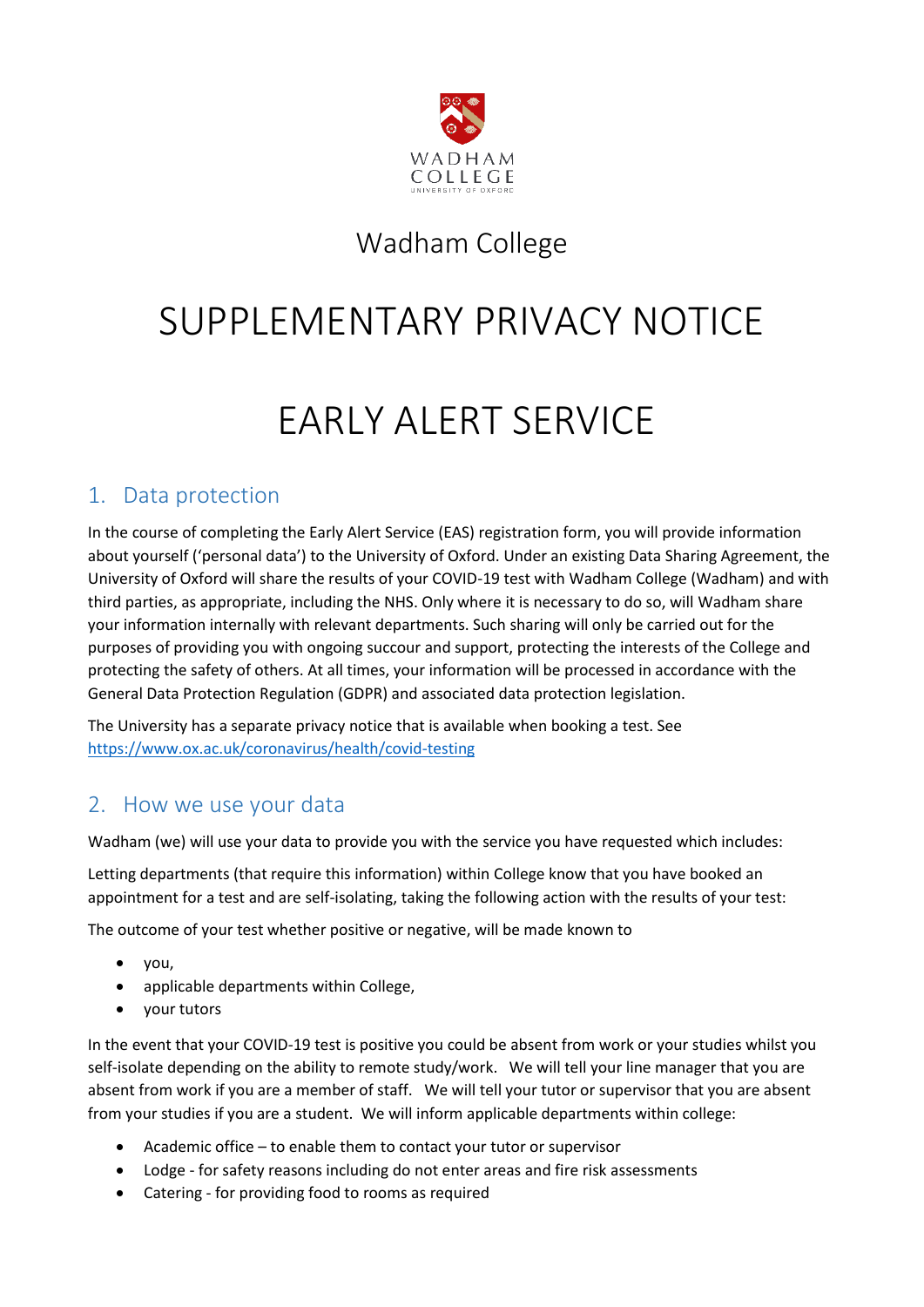Wadham College

# SUPPLEMENTARY PRIVACY NOTICE

# EARLY ALERT SERVICE

## 1. Data protection

In the course of completing the Early Alert Service (EAS) registration form, you will provide information about yourself ('personal data') to the University of Oxford. Under an existing Data Sharing Agreement, the University of Oxford will share the results of your COVID-19 test with Wadham College (Wadham) and with third parties, as appropriate, including the NHS. Only where it is necessary to do so, will Wadham share your information internally with relevant departments. Such sharing will only be carried out for the purposes of providing you with ongoing succour and support, protecting the interests of the College and protecting the safety of others. At all times, your information will be processed in accordance with the General Data Protection Regulation (GDPR) and associated data protection legislation.

The University has a separate privacy notice that is available when booking a test. See https://www.ox.ac.uk/coronavirus/health/covid-testing

## 2. How we use your data

Wadham (we) will use your data to provide you with the service you have requested which includes:

Letting departments (that require this information) within College know that you have booked an appointment for a test and are self-isolating, taking the following action with the results of your test:

The outcome of your test whether positive or negative, will be made known to

- you,
- applicable departments within College,
- your tutors

In the event that your COVID-19 test is positive you could be absent from work or your studies whilst you self-isolate depending on the ability to remote study/work. We will tell your line manager that you are absent from work if you are a member of staff. We will tell your tutor or supervisor that you are absent from your studies if you are a student. We will inform applicable departments within college:

- Academic office – to enable them to contact your tutor or supervisor
- Lodge - for safety reasons including do not enter areas and fire risk assessments
- Catering - for providing food to rooms as required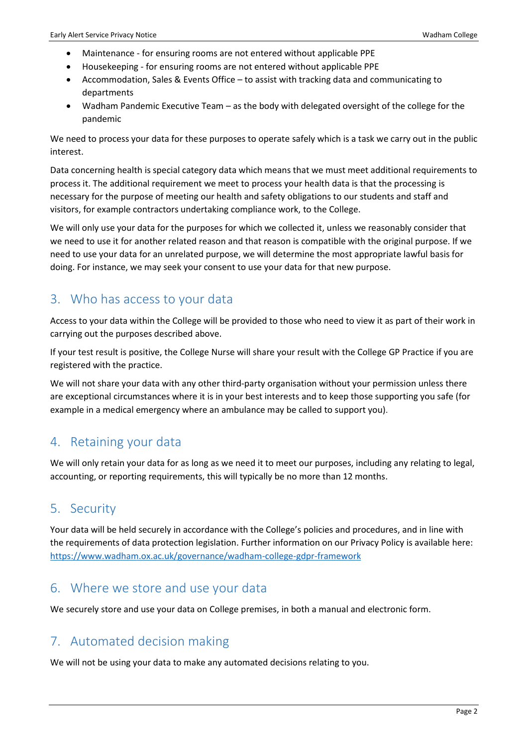- Maintenance - for ensuring rooms are not entered without applicable PPE
- Housekeeping - for ensuring rooms are not entered without applicable PPE
- Accommodation, Sales & Events Office – to assist with tracking data and communicating to departments
- Wadham Pandemic Executive Team – as the body with delegated oversight of the college for the pandemic

We need to process your data for these purposes to operate safely which is a task we carry out in the public interest.

Data concerning health is special category data which means that we must meet additional requirements to process it. The additional requirement we meet to process your health data is that the processing is necessary for the purpose of meeting our health and safety obligations to our students and staff and visitors, for example contractors undertaking compliance work, to the College.

We will only use your data for the purposes for which we collected it, unless we reasonably consider that we need to use it for another related reason and that reason is compatible with the original purpose. If we need to use your data for an unrelated purpose, we will determine the most appropriate lawful basis for doing. For instance, we may seek your consent to use your data for that new purpose.

## 3. Who has access to your data

Access to your data within the College will be provided to those who need to view it as part of their work in carrying out the purposes described above.

If your test result is positive, the College Nurse will share your result with the College GP Practice if you are registered with the practice.

We will not share your data with any other third-party organisation without your permission unless there are exceptional circumstances where it is in your best interests and to keep those supporting you safe (for example in a medical emergency where an ambulance may be called to support you).

## 4. Retaining your data

We will only retain your data for as long as we need it to meet our purposes, including any relating to legal, accounting, or reporting requirements, this will typically be no more than 12 months.

## 5. Security

Your data will be held securely in accordance with the College's policies and procedures, and in line with the requirements of data protection legislation. Further information on our Privacy Policy is available here: https://www.wadham.ox.ac.uk/governance/wadham-college-gdpr-framework

## 6. Where we store and use your data

We securely store and use your data on College premises, in both a manual and electronic form.

## 7. Automated decision making

We will not be using your data to make any automated decisions relating to you.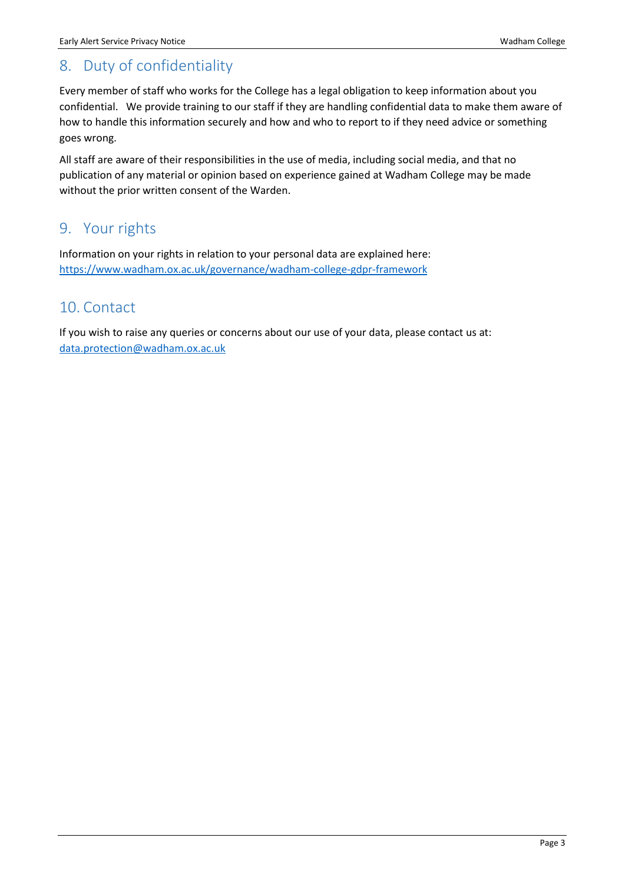## 8. Duty of confidentiality

Every member of staff who works for the College has a legal obligation to keep information about you confidential. We provide training to our staff if they are handling confidential data to make them aware of how to handle this information securely and how and who to report to if they need advice or something goes wrong.

All staff are aware of their responsibilities in the use of media, including social media, and that no publication of any material or opinion based on experience gained at Wadham College may be made without the prior written consent of the Warden.

## 9. Your rights

Information on your rights in relation to your personal data are explained here: [https://www.wadham.ox.ac.uk/governance/wadham-college-gdpr-framework](https://www.wadham.ox.ac.uk/governance/wadham-college-gdpr-framework)

## 10. Contact

If you wish to raise any queries or concerns about our use of your data, please contact us at: [data.protection@wadham.ox.ac.uk](mailto:data.protection@wadham.ox.ac.uk)